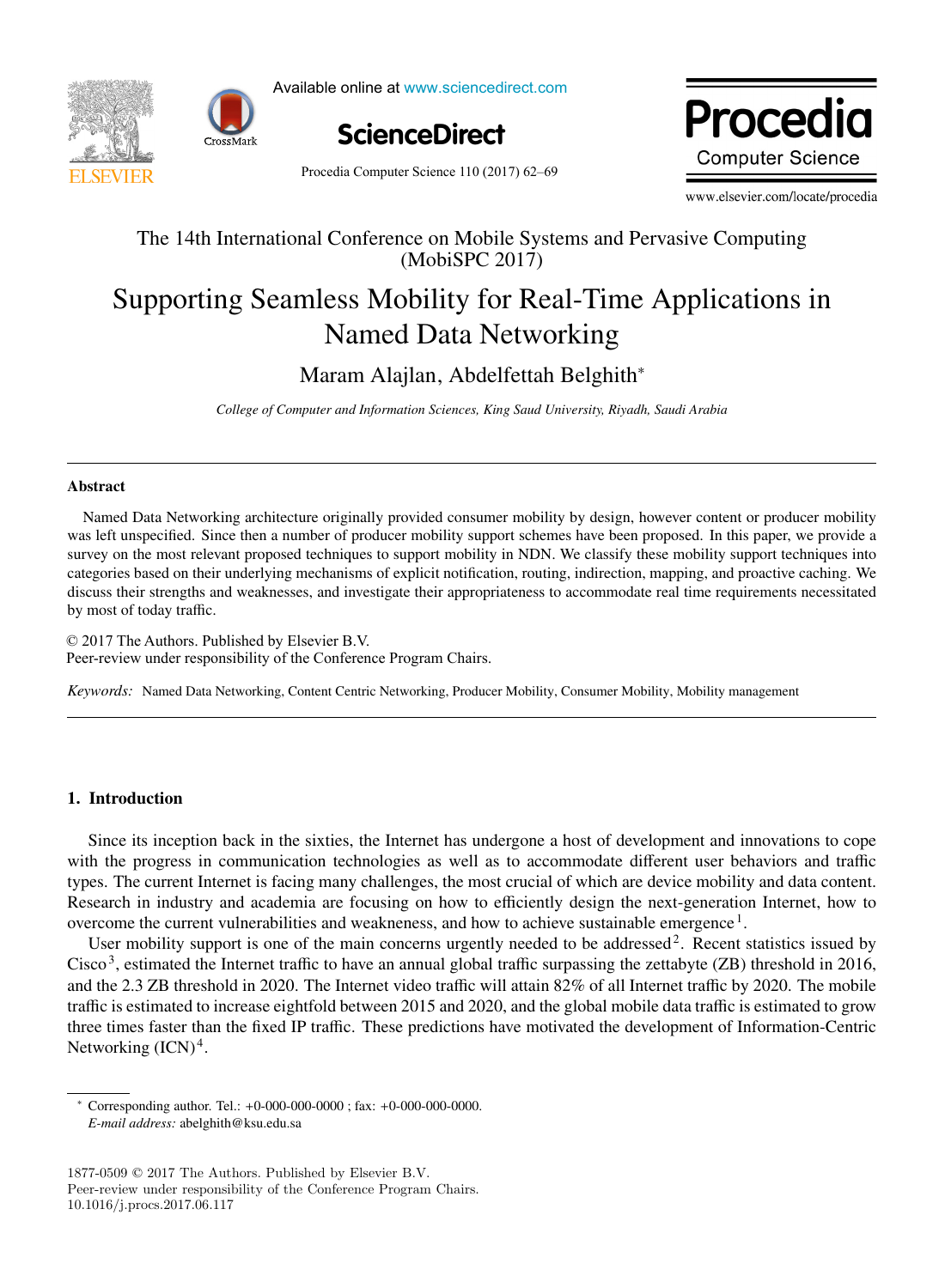The 14th International Conference on Mobile Systems and Pervasive Computing (MobiSPC 2017)

# Supporting Seamless Mobility for Real-Time Applications in Named Data Networking

Maram Alajlan, Abdelfettah Belghith*

*College of Computer and Information Sciences, King Saud University, Riyadh, Saudi Arabia*

## Abstract

Named Data Networking architecture originally provided consumer mobility by design, however content or producer mobility was left unspecified. Since then a number of producer mobility support schemes have been proposed. In this paper, we provide a survey on the most relevant proposed techniques to support mobility in NDN. We classify these mobility support techniques into categories based on their underlying mechanisms of explicit notification, routing, indirection, mapping, and proactive caching. We discuss their strengths and weaknesses, and investigate their appropriateness to accommodate real time requirements necessitated by most of today traffic.

© 2017 The Authors. Published by Elsevier B.V.
Peer-review under responsibility of the Conference Program Chairs.

*Keywords:* Named Data Networking, Content Centric Networking, Producer Mobility, Consumer Mobility, Mobility management

## 1. Introduction

Since its inception back in the sixties, the Internet has undergone a host of development and innovations to cope with the progress in communication technologies as well as to accommodate different user behaviors and traffic types. The current Internet is facing many challenges, the most crucial of which are device mobility and data content. Research in industry and academia are focusing on how to efficiently design the next-generation Internet, how to overcome the current vulnerabilities and weakness, and how to achieve sustainable emergence [1].

User mobility support is one of the main concerns urgently needed to be addressed [2]. Recent statistics issued by Cisco [3], estimated the Internet traffic to have an annual global traffic surpassing the zettabyte (ZB) threshold in 2016, and the 2.3 ZB threshold in 2020. The Internet video traffic will attain 82% of all Internet traffic by 2020. The mobile traffic is estimated to increase eightfold between 2015 and 2020, and the global mobile data traffic is estimated to grow three times faster than the fixed IP traffic. These predictions have motivated the development of Information-Centric Networking (ICN) [4].

* Corresponding author. Tel.: +0-000-000-0000 ; fax: +0-000-000-0000.
*E-mail address:* abelghith@ksu.edu.sa

1877-0509 © 2017 The Authors. Published by Elsevier B.V.
Peer-review under responsibility of the Conference Program Chairs.
10.1016/j.procs.2017.06.117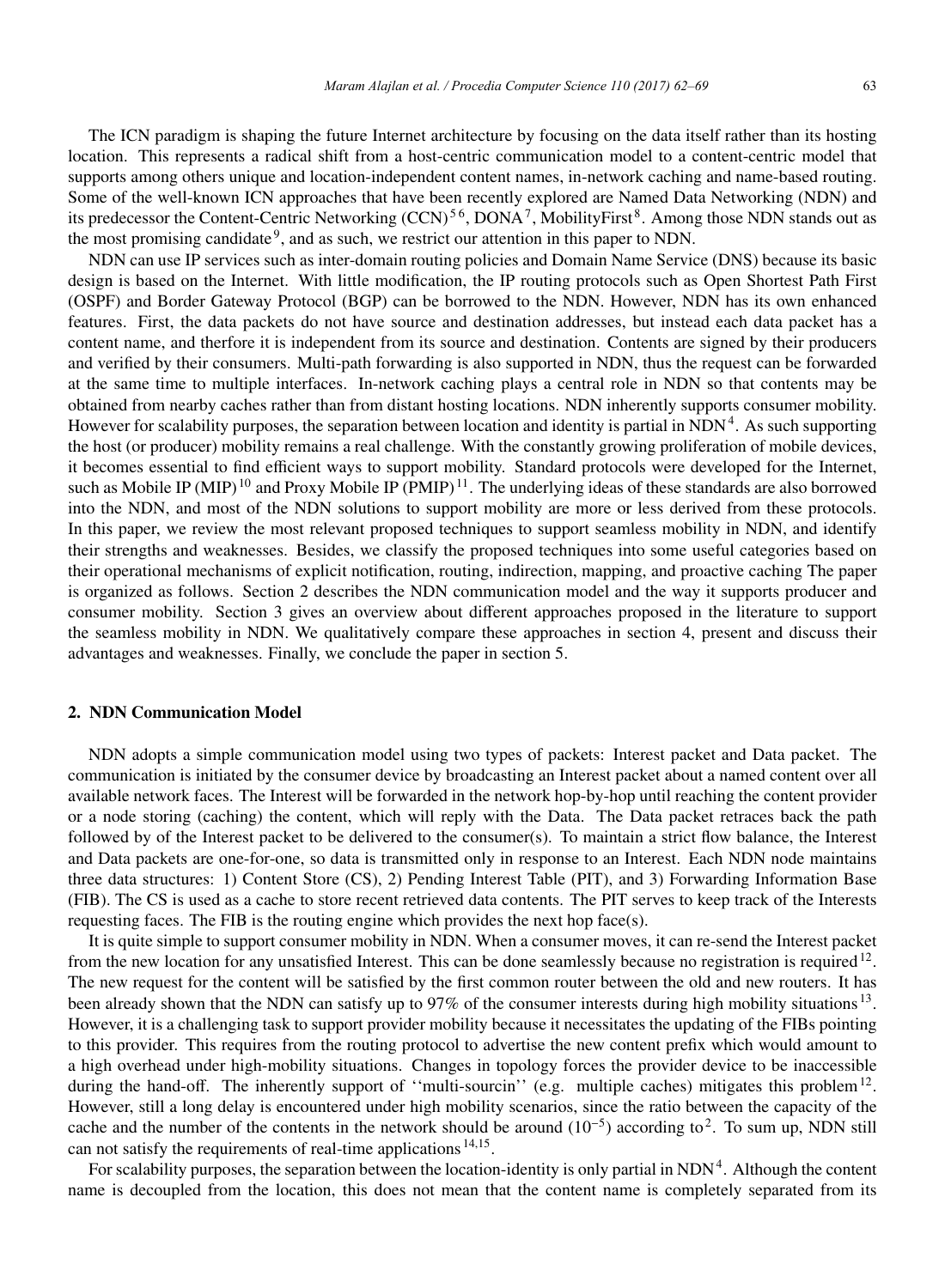The ICN paradigm is shaping the future Internet architecture by focusing on the data itself rather than its hosting location. This represents a radical shift from a host-centric communication model to a content-centric model that supports among others unique and location-independent content names, in-network caching and name-based routing. Some of the well-known ICN approaches that have been recently explored are Named Data Networking (NDN) and its predecessor the Content-Centric Networking (CCN)[5 6], DONA[7], MobilityFirst[8]. Among those NDN stands out as the most promising candidate[9], and as such, we restrict our attention in this paper to NDN.

NDN can use IP services such as inter-domain routing policies and Domain Name Service (DNS) because its basic design is based on the Internet. With little modification, the IP routing protocols such as Open Shortest Path First (OSPF) and Border Gateway Protocol (BGP) can be borrowed to the NDN. However, NDN has its own enhanced features. First, the data packets do not have source and destination addresses, but instead each data packet has a content name, and therfore it is independent from its source and destination. Contents are signed by their producers and verified by their consumers. Multi-path forwarding is also supported in NDN, thus the request can be forwarded at the same time to multiple interfaces. In-network caching plays a central role in NDN so that contents may be obtained from nearby caches rather than from distant hosting locations. NDN inherently supports consumer mobility. However for scalability purposes, the separation between location and identity is partial in NDN[4]. As such supporting the host (or producer) mobility remains a real challenge. With the constantly growing proliferation of mobile devices, it becomes essential to find efficient ways to support mobility. Standard protocols were developed for the Internet, such as Mobile IP (MIP)[10] and Proxy Mobile IP (PMIP)[11]. The underlying ideas of these standards are also borrowed into the NDN, and most of the NDN solutions to support mobility are more or less derived from these protocols. In this paper, we review the most relevant proposed techniques to support seamless mobility in NDN, and identify their strengths and weaknesses. Besides, we classify the proposed techniques into some useful categories based on their operational mechanisms of explicit notification, routing, indirection, mapping, and proactive caching The paper is organized as follows. Section 2 describes the NDN communication model and the way it supports producer and consumer mobility. Section 3 gives an overview about different approaches proposed in the literature to support the seamless mobility in NDN. We qualitatively compare these approaches in section 4, present and discuss their advantages and weaknesses. Finally, we conclude the paper in section 5.

## 2. NDN Communication Model

NDN adopts a simple communication model using two types of packets: Interest packet and Data packet. The communication is initiated by the consumer device by broadcasting an Interest packet about a named content over all available network faces. The Interest will be forwarded in the network hop-by-hop until reaching the content provider or a node storing (caching) the content, which will reply with the Data. The Data packet retraces back the path followed by of the Interest packet to be delivered to the consumer(s). To maintain a strict flow balance, the Interest and Data packets are one-for-one, so data is transmitted only in response to an Interest. Each NDN node maintains three data structures: 1) Content Store (CS), 2) Pending Interest Table (PIT), and 3) Forwarding Information Base (FIB). The CS is used as a cache to store recent retrieved data contents. The PIT serves to keep track of the Interests requesting faces. The FIB is the routing engine which provides the next hop face(s).

It is quite simple to support consumer mobility in NDN. When a consumer moves, it can re-send the Interest packet from the new location for any unsatisfied Interest. This can be done seamlessly because no registration is required[12]. The new request for the content will be satisfied by the first common router between the old and new routers. It has been already shown that the NDN can satisfy up to 97% of the consumer interests during high mobility situations[13]. However, it is a challenging task to support provider mobility because it necessitates the updating of the FIBs pointing to this provider. This requires from the routing protocol to advertise the new content prefix which would amount to a high overhead under high-mobility situations. Changes in topology forces the provider device to be inaccessible during the hand-off. The inherently support of ''multi-sourcin'' (e.g. multiple caches) mitigates this problem[12]. However, still a long delay is encountered under high mobility scenarios, since the ratio between the capacity of the cache and the number of the contents in the network should be around ($10^{-5}$) according to[2]. To sum up, NDN still can not satisfy the requirements of real-time applications[14,15].

For scalability purposes, the separation between the location-identity is only partial in NDN[4]. Although the content name is decoupled from the location, this does not mean that the content name is completely separated from its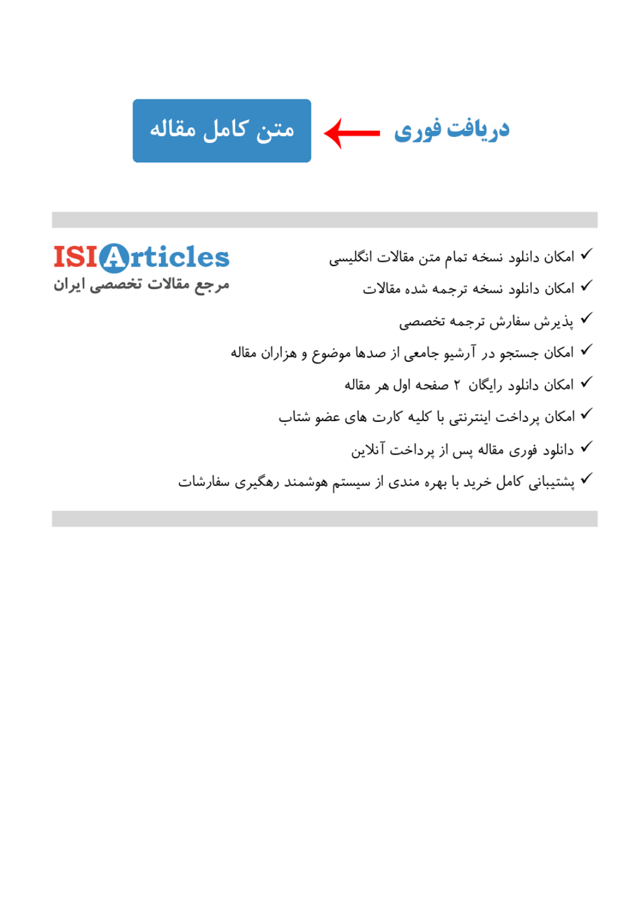دریافت فوری ← متن کامل مقاله

ISIArticles

مرجع مقالات تخصصی ایران

- ✓ امکان دانلود نسخه تمام متن مقالات انگلیسی
- ✓ امکان دانلود نسخه ترجمه شده مقالات
- ✓ پذیرش سفارش ترجمه تخصصی
- ✓ امکان جستجو در آرشیو جامعی از صدها موضوع و هزاران مقاله
- ✓ امکان دانلود رایگان ۲ صفحه اول هر مقاله
- ✓ امکان پرداخت اینترنتی با کلیه کارت های عضو شتاب
- ✓ دانلود فوری مقاله پس از پرداخت آنلاین
- ✓ پشتیبانی کامل خرید با بهره مندی از سیستم هوشمند رهگیری سفارشات